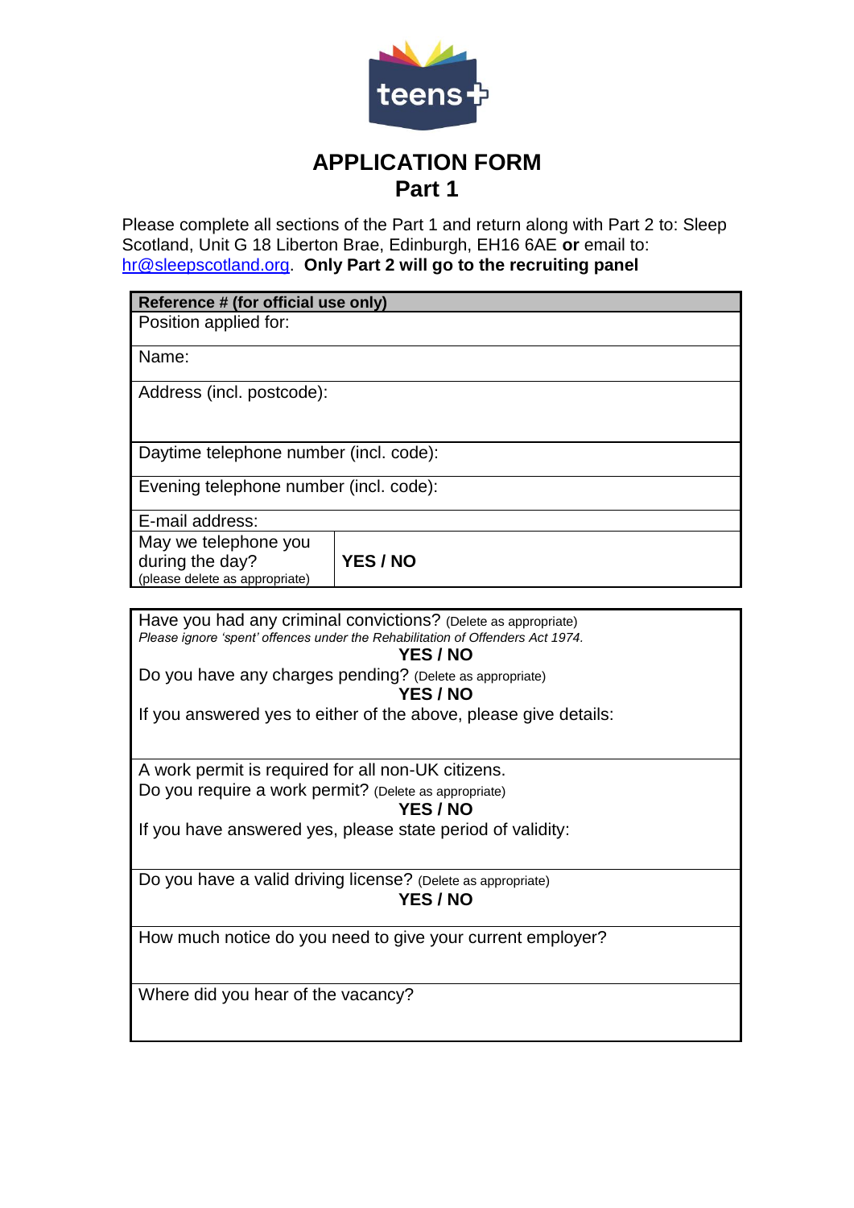teens+

# APPLICATION FORM
## Part 1

Please complete all sections of the Part 1 and return along with Part 2 to: Sleep Scotland, Unit G 18 Liberton Brae, Edinburgh, EH16 6AE **or** email to: hr@sleepscotland.org. **Only Part 2 will go to the recruiting panel**

| **Reference # (for official use only)** | |
|---|---|
| Position applied for: | |
| Name: | |
| Address (incl. postcode): | |
| Daytime telephone number (incl. code): | |
| Evening telephone number (incl. code): | |
| E-mail address: | |
| May we telephone you during the day? (please delete as appropriate) | **YES / NO** |

| |
|---|
| Have you had any criminal convictions? (Delete as appropriate)<br>*Please ignore 'spent' offences under the Rehabilitation of Offenders Act 1974.*<br>**YES / NO**<br>Do you have any charges pending? (Delete as appropriate)<br>**YES / NO**<br>If you answered yes to either of the above, please give details: |
| A work permit is required for all non-UK citizens.<br>Do you require a work permit? (Delete as appropriate)<br>**YES / NO**<br>If you have answered yes, please state period of validity: |
| Do you have a valid driving license? (Delete as appropriate)<br>**YES / NO** |
| How much notice do you need to give your current employer? |
| Where did you hear of the vacancy? |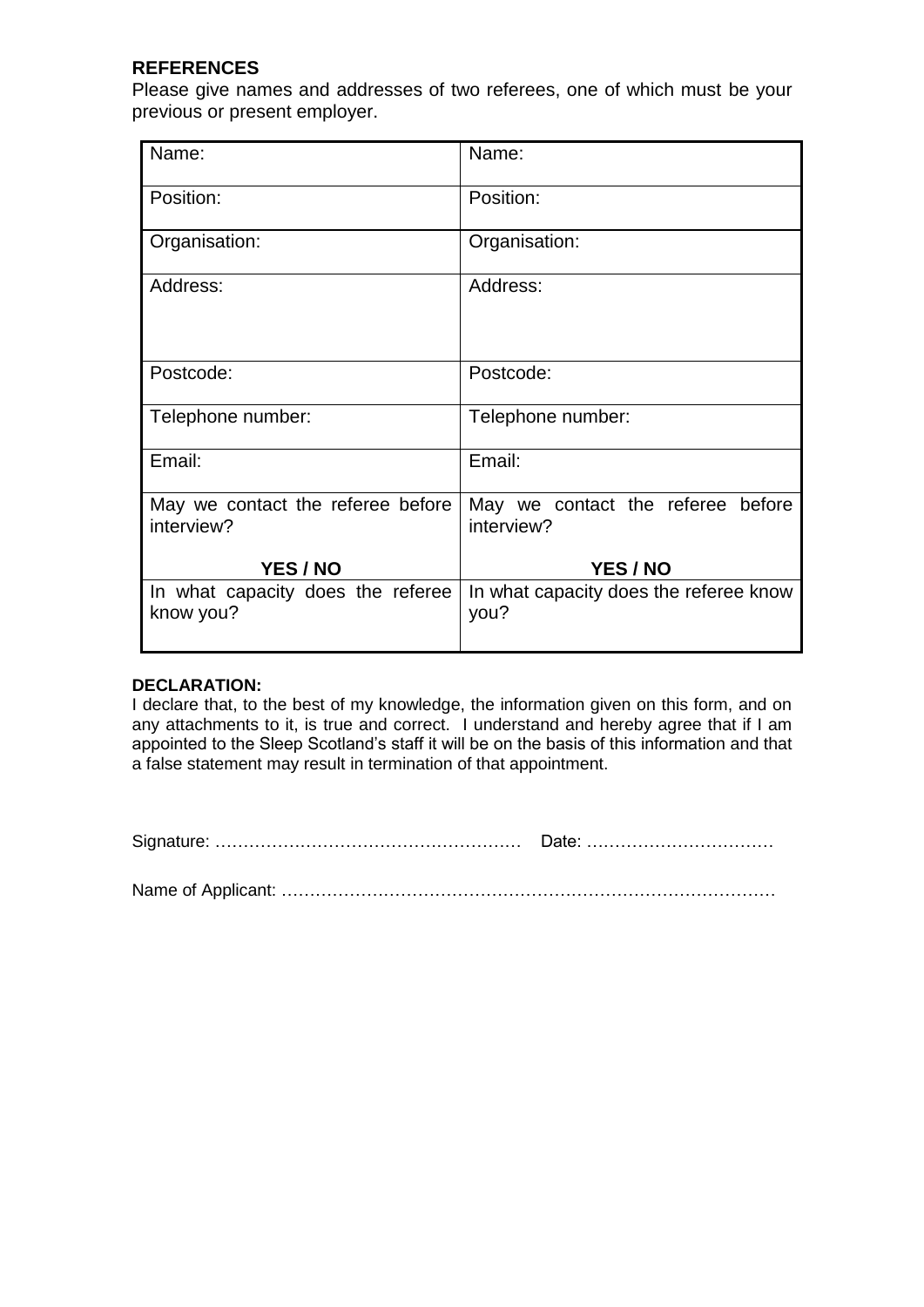## REFERENCES

Please give names and addresses of two referees, one of which must be your previous or present employer.

| | |
|---|---|
| Name: | Name: |
| Position: | Position: |
| Organisation: | Organisation: |
| Address: | Address: |
| Postcode: | Postcode: |
| Telephone number: | Telephone number: |
| Email: | Email: |
| May we contact the referee before interview?<br><br>**YES / NO** | May we contact the referee before interview?<br><br>**YES / NO** |
| In what capacity does the referee know you? | In what capacity does the referee know you? |

**DECLARATION:**

I declare that, to the best of my knowledge, the information given on this form, and on any attachments to it, is true and correct. I understand and hereby agree that if I am appointed to the Sleep Scotland's staff it will be on the basis of this information and that a false statement may result in termination of that appointment.

Signature: …………………………………………… Date: ……………………………

Name of Applicant: …………………………………………………………………………